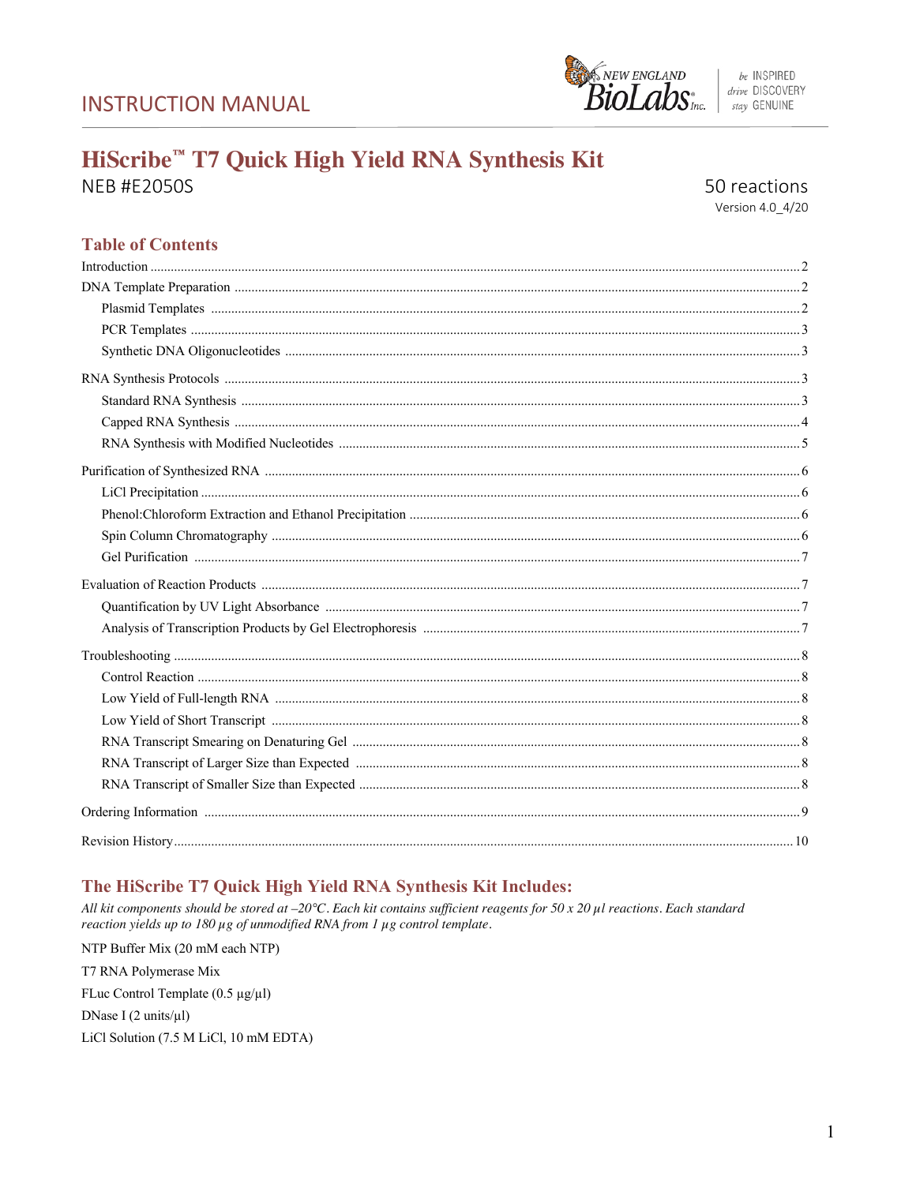INSTRUCTION MANUAL

be INSPIRED
drive DISCOVERY
stay GENUINE

# HiScribe™ T7 Quick High Yield RNA Synthesis Kit

NEB #E2050S

50 reactions
Version 4.0_4/20

## Table of Contents

Introduction ..... 2
DNA Template Preparation ..... 2
- Plasmid Templates ..... 2
- PCR Templates ..... 3
- Synthetic DNA Oligonucleotides ..... 3

RNA Synthesis Protocols ..... 3
- Standard RNA Synthesis ..... 3
- Capped RNA Synthesis ..... 4
- RNA Synthesis with Modified Nucleotides ..... 5

Purification of Synthesized RNA ..... 6
- LiCl Precipitation ..... 6
- Phenol:Chloroform Extraction and Ethanol Precipitation ..... 6
- Spin Column Chromatography ..... 6
- Gel Purification ..... 7

Evaluation of Reaction Products ..... 7
- Quantification by UV Light Absorbance ..... 7
- Analysis of Transcription Products by Gel Electrophoresis ..... 7

Troubleshooting ..... 8
- Control Reaction ..... 8
- Low Yield of Full-length RNA ..... 8
- Low Yield of Short Transcript ..... 8
- RNA Transcript Smearing on Denaturing Gel ..... 8
- RNA Transcript of Larger Size than Expected ..... 8
- RNA Transcript of Smaller Size than Expected ..... 8

Ordering Information ..... 9

Revision History ..... 10

## The HiScribe T7 Quick High Yield RNA Synthesis Kit Includes:

*All kit components should be stored at –20°C. Each kit contains sufficient reagents for 50 x 20 µl reactions. Each standard reaction yields up to 180 µg of unmodified RNA from 1 µg control template.*

NTP Buffer Mix (20 mM each NTP)

T7 RNA Polymerase Mix

FLuc Control Template (0.5 µg/µl)

DNase I (2 units/µl)

LiCl Solution (7.5 M LiCl, 10 mM EDTA)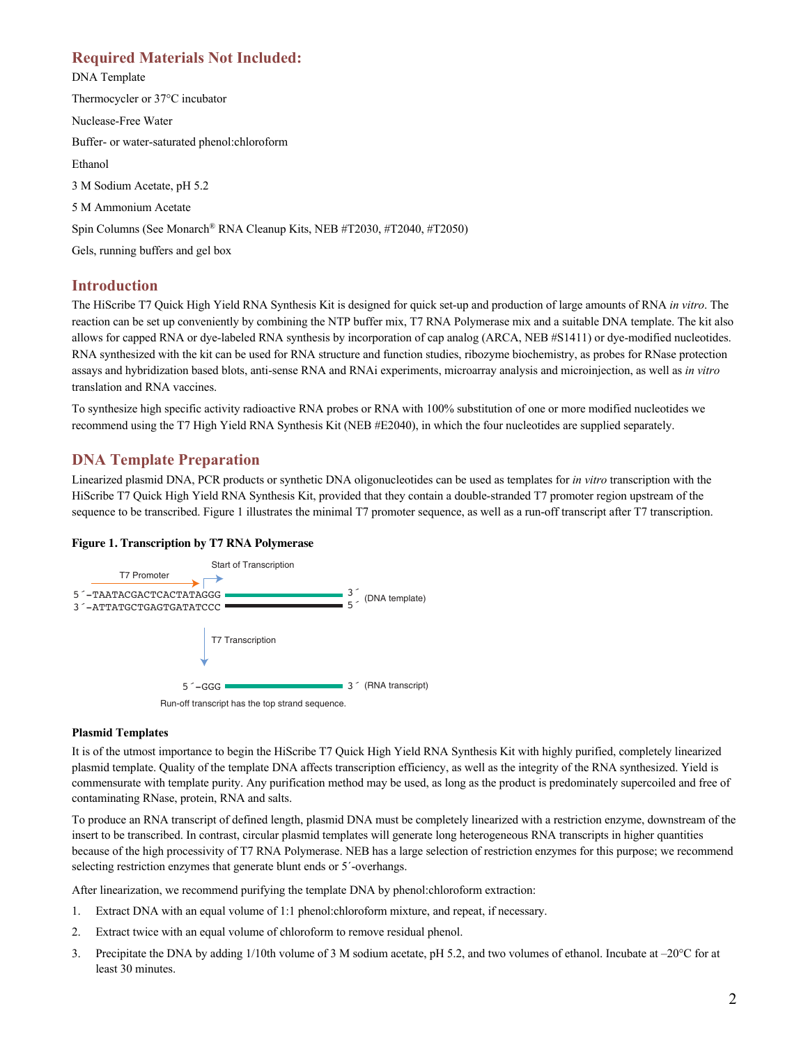## Required Materials Not Included:

DNA Template

Thermocycler or 37°C incubator

Nuclease-Free Water

Buffer- or water-saturated phenol:chloroform

Ethanol

3 M Sodium Acetate, pH 5.2

5 M Ammonium Acetate

Spin Columns (See Monarch® RNA Cleanup Kits, NEB #T2030, #T2040, #T2050)

Gels, running buffers and gel box

## Introduction

The HiScribe T7 Quick High Yield RNA Synthesis Kit is designed for quick set-up and production of large amounts of RNA *in vitro*. The reaction can be set up conveniently by combining the NTP buffer mix, T7 RNA Polymerase mix and a suitable DNA template. The kit also allows for capped RNA or dye-labeled RNA synthesis by incorporation of cap analog (ARCA, NEB #S1411) or dye-modified nucleotides. RNA synthesized with the kit can be used for RNA structure and function studies, ribozyme biochemistry, as probes for RNase protection assays and hybridization based blots, anti-sense RNA and RNAi experiments, microarray analysis and microinjection, as well as *in vitro* translation and RNA vaccines.

To synthesize high specific activity radioactive RNA probes or RNA with 100% substitution of one or more modified nucleotides we recommend using the T7 High Yield RNA Synthesis Kit (NEB #E2040), in which the four nucleotides are supplied separately.

## DNA Template Preparation

Linearized plasmid DNA, PCR products or synthetic DNA oligonucleotides can be used as templates for *in vitro* transcription with the HiScribe T7 Quick High Yield RNA Synthesis Kit, provided that they contain a double-stranded T7 promoter region upstream of the sequence to be transcribed. Figure 1 illustrates the minimal T7 promoter sequence, as well as a run-off transcript after T7 transcription.

**Figure 1. Transcription by T7 RNA Polymerase**

T7 Promoter

Start of Transcription

5´–TAATACGACTCACTATAGGG 3´ (DNA template)

3´–ATTATGCTGAGTGATATCCC 5´

T7 Transcription

5´–GGG 3´ (RNA transcript)

Run-off transcript has the top strand sequence.

### Plasmid Templates

It is of the utmost importance to begin the HiScribe T7 Quick High Yield RNA Synthesis Kit with highly purified, completely linearized plasmid template. Quality of the template DNA affects transcription efficiency, as well as the integrity of the RNA synthesized. Yield is commensurate with template purity. Any purification method may be used, as long as the product is predominately supercoiled and free of contaminating RNase, protein, RNA and salts.

To produce an RNA transcript of defined length, plasmid DNA must be completely linearized with a restriction enzyme, downstream of the insert to be transcribed. In contrast, circular plasmid templates will generate long heterogeneous RNA transcripts in higher quantities because of the high processivity of T7 RNA Polymerase. NEB has a large selection of restriction enzymes for this purpose; we recommend selecting restriction enzymes that generate blunt ends or 5´-overhangs.

After linearization, we recommend purifying the template DNA by phenol:chloroform extraction:

1. Extract DNA with an equal volume of 1:1 phenol:chloroform mixture, and repeat, if necessary.
2. Extract twice with an equal volume of chloroform to remove residual phenol.
3. Precipitate the DNA by adding 1/10th volume of 3 M sodium acetate, pH 5.2, and two volumes of ethanol. Incubate at –20°C for at least 30 minutes.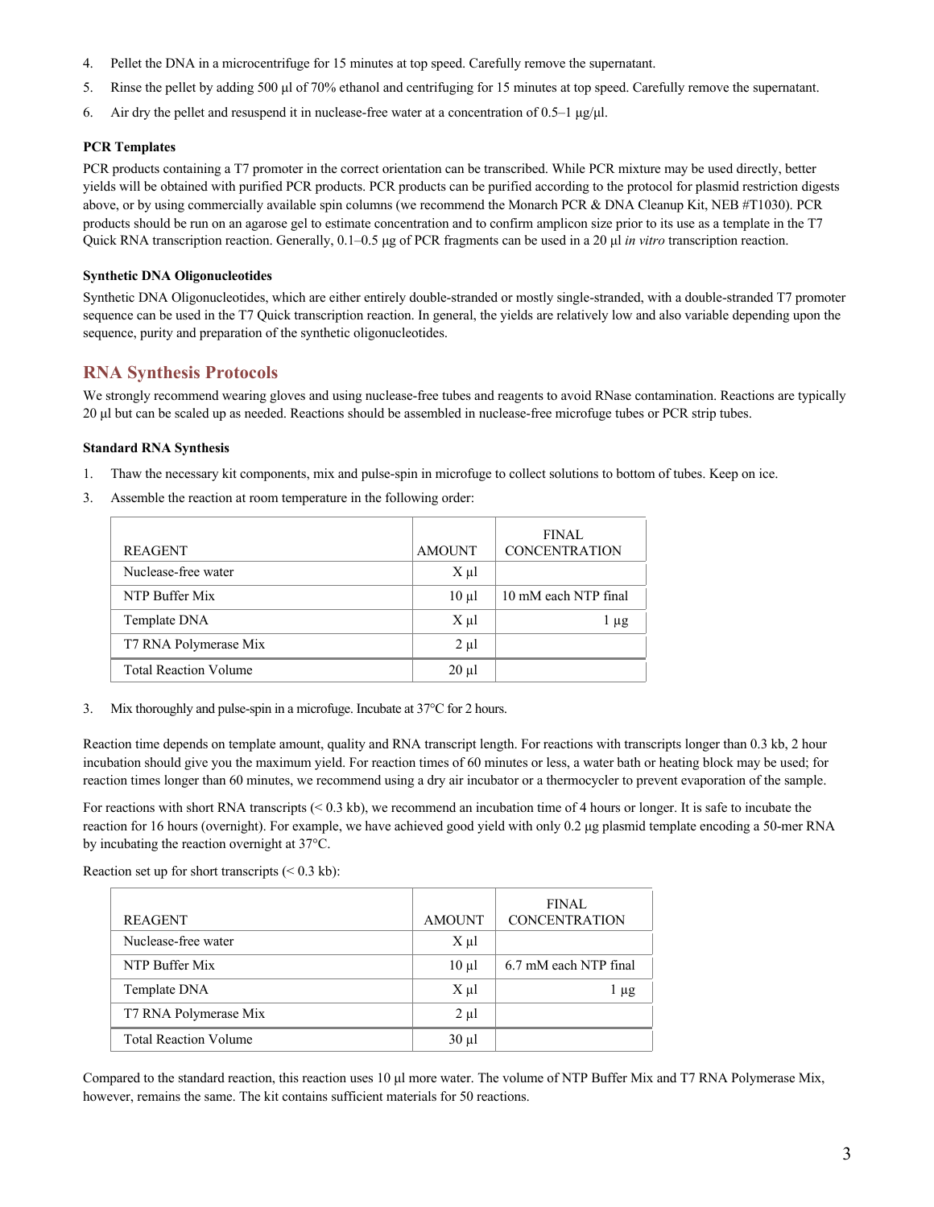4. Pellet the DNA in a microcentrifuge for 15 minutes at top speed. Carefully remove the supernatant.
5. Rinse the pellet by adding 500 µl of 70% ethanol and centrifuging for 15 minutes at top speed. Carefully remove the supernatant.
6. Air dry the pellet and resuspend it in nuclease-free water at a concentration of 0.5–1 µg/µl.

**PCR Templates**

PCR products containing a T7 promoter in the correct orientation can be transcribed. While PCR mixture may be used directly, better yields will be obtained with purified PCR products. PCR products can be purified according to the protocol for plasmid restriction digests above, or by using commercially available spin columns (we recommend the Monarch PCR & DNA Cleanup Kit, NEB #T1030). PCR products should be run on an agarose gel to estimate concentration and to confirm amplicon size prior to its use as a template in the T7 Quick RNA transcription reaction. Generally, 0.1–0.5 µg of PCR fragments can be used in a 20 µl *in vitro* transcription reaction.

**Synthetic DNA Oligonucleotides**

Synthetic DNA Oligonucleotides, which are either entirely double-stranded or mostly single-stranded, with a double-stranded T7 promoter sequence can be used in the T7 Quick transcription reaction. In general, the yields are relatively low and also variable depending upon the sequence, purity and preparation of the synthetic oligonucleotides.

## RNA Synthesis Protocols

We strongly recommend wearing gloves and using nuclease-free tubes and reagents to avoid RNase contamination. Reactions are typically 20 µl but can be scaled up as needed. Reactions should be assembled in nuclease-free microfuge tubes or PCR strip tubes.

**Standard RNA Synthesis**

1. Thaw the necessary kit components, mix and pulse-spin in microfuge to collect solutions to bottom of tubes. Keep on ice.
3. Assemble the reaction at room temperature in the following order:

| REAGENT | AMOUNT | FINAL CONCENTRATION |
|---|---|---|
| Nuclease-free water | X µl | |
| NTP Buffer Mix | 10 µl | 10 mM each NTP final |
| Template DNA | X µl | 1 µg |
| T7 RNA Polymerase Mix | 2 µl | |
| Total Reaction Volume | 20 µl | |

3. Mix thoroughly and pulse-spin in a microfuge. Incubate at 37°C for 2 hours.

Reaction time depends on template amount, quality and RNA transcript length. For reactions with transcripts longer than 0.3 kb, 2 hour incubation should give you the maximum yield. For reaction times of 60 minutes or less, a water bath or heating block may be used; for reaction times longer than 60 minutes, we recommend using a dry air incubator or a thermocycler to prevent evaporation of the sample.

For reactions with short RNA transcripts (< 0.3 kb), we recommend an incubation time of 4 hours or longer. It is safe to incubate the reaction for 16 hours (overnight). For example, we have achieved good yield with only 0.2 µg plasmid template encoding a 50-mer RNA by incubating the reaction overnight at 37°C.

Reaction set up for short transcripts (< 0.3 kb):

| REAGENT | AMOUNT | FINAL CONCENTRATION |
|---|---|---|
| Nuclease-free water | X µl | |
| NTP Buffer Mix | 10 µl | 6.7 mM each NTP final |
| Template DNA | X µl | 1 µg |
| T7 RNA Polymerase Mix | 2 µl | |
| Total Reaction Volume | 30 µl | |

Compared to the standard reaction, this reaction uses 10 µl more water. The volume of NTP Buffer Mix and T7 RNA Polymerase Mix, however, remains the same. The kit contains sufficient materials for 50 reactions.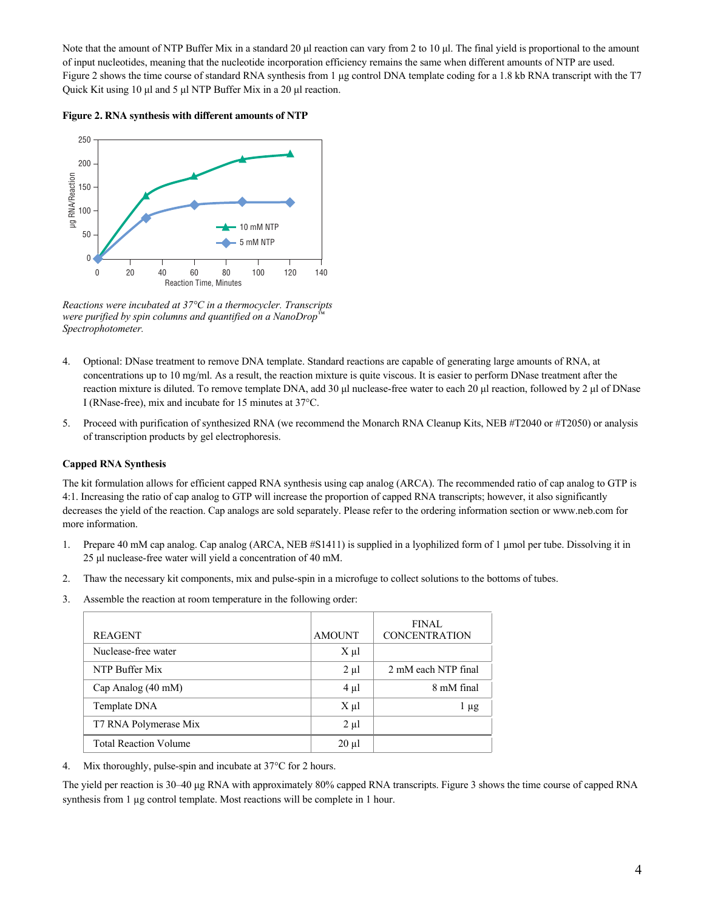Note that the amount of NTP Buffer Mix in a standard 20 µl reaction can vary from 2 to 10 µl. The final yield is proportional to the amount of input nucleotides, meaning that the nucleotide incorporation efficiency remains the same when different amounts of NTP are used. Figure 2 shows the time course of standard RNA synthesis from 1 µg control DNA template coding for a 1.8 kb RNA transcript with the T7 Quick Kit using 10 µl and 5 µl NTP Buffer Mix in a 20 µl reaction.

**Figure 2. RNA synthesis with different amounts of NTP**

µg RNA/Reaction

250
200
150
100
50
0

0 20 40 60 80 100 120 140

Reaction Time, Minutes

10 mM NTP
5 mM NTP

*Reactions were incubated at 37°C in a thermocycler. Transcripts were purified by spin columns and quantified on a NanoDrop™ Spectrophotometer.*

4. Optional: DNase treatment to remove DNA template. Standard reactions are capable of generating large amounts of RNA, at concentrations up to 10 mg/ml. As a result, the reaction mixture is quite viscous. It is easier to perform DNase treatment after the reaction mixture is diluted. To remove template DNA, add 30 µl nuclease-free water to each 20 µl reaction, followed by 2 µl of DNase I (RNase-free), mix and incubate for 15 minutes at 37°C.

5. Proceed with purification of synthesized RNA (we recommend the Monarch RNA Cleanup Kits, NEB #T2040 or #T2050) or analysis of transcription products by gel electrophoresis.

**Capped RNA Synthesis**

The kit formulation allows for efficient capped RNA synthesis using cap analog (ARCA). The recommended ratio of cap analog to GTP is 4:1. Increasing the ratio of cap analog to GTP will increase the proportion of capped RNA transcripts; however, it also significantly decreases the yield of the reaction. Cap analogs are sold separately. Please refer to the ordering information section or www.neb.com for more information.

1. Prepare 40 mM cap analog. Cap analog (ARCA, NEB #S1411) is supplied in a lyophilized form of 1 µmol per tube. Dissolving it in 25 µl nuclease-free water will yield a concentration of 40 mM.

2. Thaw the necessary kit components, mix and pulse-spin in a microfuge to collect solutions to the bottoms of tubes.

3. Assemble the reaction at room temperature in the following order:

| REAGENT | AMOUNT | FINAL CONCENTRATION |
|---|---|---|
| Nuclease-free water | X µl | |
| NTP Buffer Mix | 2 µl | 2 mM each NTP final |
| Cap Analog (40 mM) | 4 µl | 8 mM final |
| Template DNA | X µl | 1 µg |
| T7 RNA Polymerase Mix | 2 µl | |
| Total Reaction Volume | 20 µl | |

4. Mix thoroughly, pulse-spin and incubate at 37°C for 2 hours.

The yield per reaction is 30–40 µg RNA with approximately 80% capped RNA transcripts. Figure 3 shows the time course of capped RNA synthesis from 1 µg control template. Most reactions will be complete in 1 hour.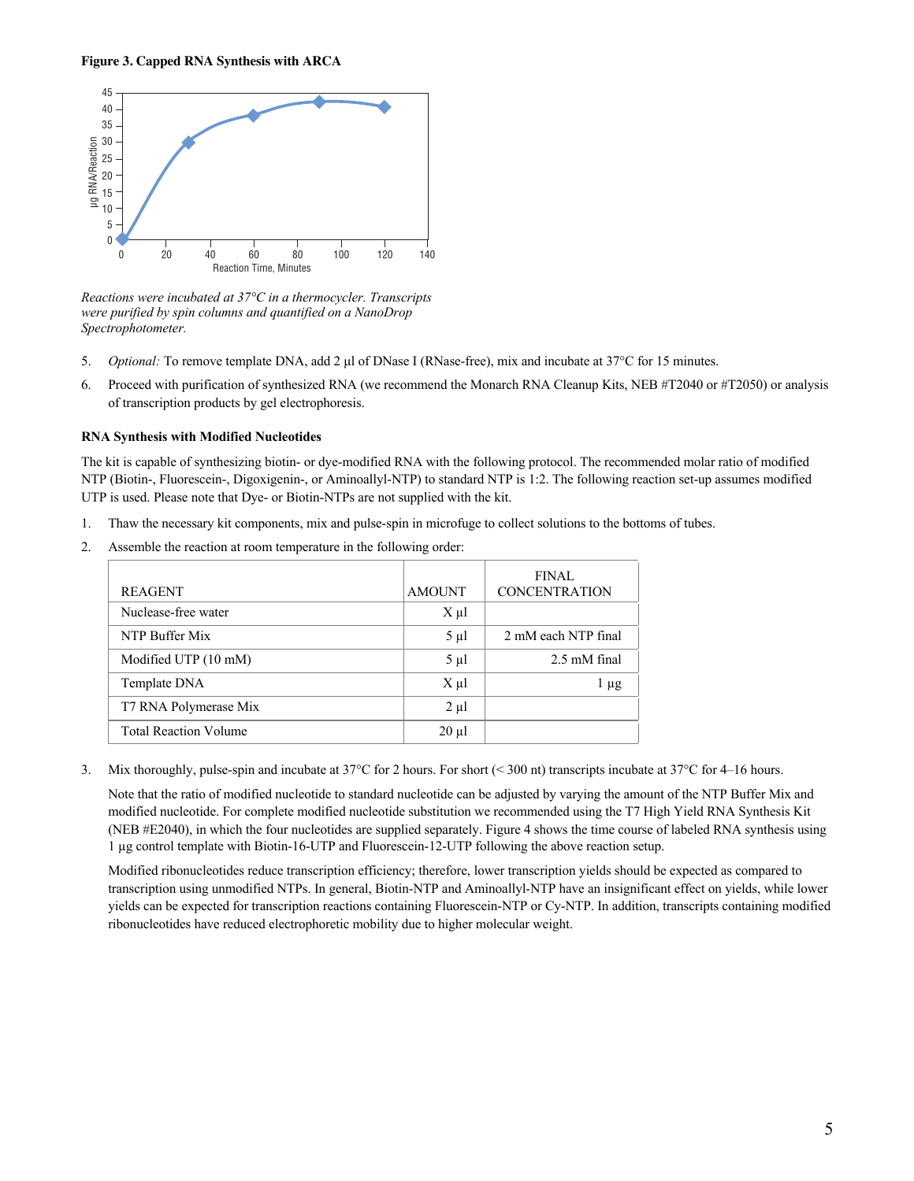**Figure 3. Capped RNA Synthesis with ARCA**

µg RNA/Reaction
0
5
10
15
20
25
30
35
40
45

Reaction Time, Minutes
0
20
40
60
80
100
120
140

*Reactions were incubated at 37°C in a thermocycler. Transcripts were purified by spin columns and quantified on a NanoDrop Spectrophotometer.*

5. *Optional:* To remove template DNA, add 2 µl of DNase I (RNase-free), mix and incubate at 37°C for 15 minutes.
6. Proceed with purification of synthesized RNA (we recommend the Monarch RNA Cleanup Kits, NEB #T2040 or #T2050) or analysis of transcription products by gel electrophoresis.

**RNA Synthesis with Modified Nucleotides**

The kit is capable of synthesizing biotin- or dye-modified RNA with the following protocol. The recommended molar ratio of modified NTP (Biotin-, Fluorescein-, Digoxigenin-, or Aminoallyl-NTP) to standard NTP is 1:2. The following reaction set-up assumes modified UTP is used. Please note that Dye- or Biotin-NTPs are not supplied with the kit.

1. Thaw the necessary kit components, mix and pulse-spin in microfuge to collect solutions to the bottoms of tubes.
2. Assemble the reaction at room temperature in the following order:

| REAGENT | AMOUNT | FINAL CONCENTRATION |
|---|---|---|
| Nuclease-free water | X µl | |
| NTP Buffer Mix | 5 µl | 2 mM each NTP final |
| Modified UTP (10 mM) | 5 µl | 2.5 mM final |
| Template DNA | X µl | 1 µg |
| T7 RNA Polymerase Mix | 2 µl | |
| Total Reaction Volume | 20 µl | |

3. Mix thoroughly, pulse-spin and incubate at 37°C for 2 hours. For short (< 300 nt) transcripts incubate at 37°C for 4–16 hours.

   Note that the ratio of modified nucleotide to standard nucleotide can be adjusted by varying the amount of the NTP Buffer Mix and modified nucleotide. For complete modified nucleotide substitution we recommended using the T7 High Yield RNA Synthesis Kit (NEB #E2040), in which the four nucleotides are supplied separately. Figure 4 shows the time course of labeled RNA synthesis using 1 µg control template with Biotin-16-UTP and Fluorescein-12-UTP following the above reaction setup.

   Modified ribonucleotides reduce transcription efficiency; therefore, lower transcription yields should be expected as compared to transcription using unmodified NTPs. In general, Biotin-NTP and Aminoallyl-NTP have an insignificant effect on yields, while lower yields can be expected for transcription reactions containing Fluorescein-NTP or Cy-NTP. In addition, transcripts containing modified ribonucleotides have reduced electrophoretic mobility due to higher molecular weight.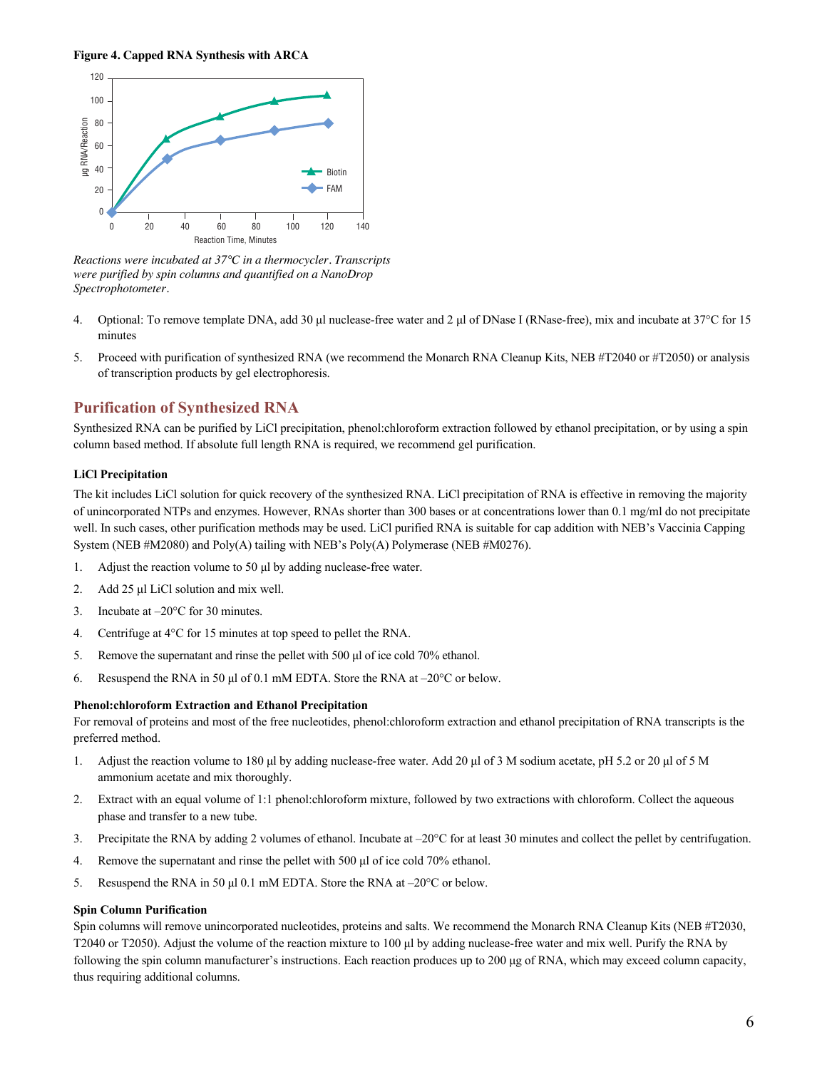**Figure 4. Capped RNA Synthesis with ARCA**

120
100
80
60
40
20
0
µg RNA/Reaction
0 20 40 60 80 100 120 140
Reaction Time, Minutes
Biotin
FAM

*Reactions were incubated at 37°C in a thermocycler. Transcripts were purified by spin columns and quantified on a NanoDrop Spectrophotometer.*

4. Optional: To remove template DNA, add 30 µl nuclease-free water and 2 µl of DNase I (RNase-free), mix and incubate at 37°C for 15 minutes
5. Proceed with purification of synthesized RNA (we recommend the Monarch RNA Cleanup Kits, NEB #T2040 or #T2050) or analysis of transcription products by gel electrophoresis.

## Purification of Synthesized RNA

Synthesized RNA can be purified by LiCl precipitation, phenol:chloroform extraction followed by ethanol precipitation, or by using a spin column based method. If absolute full length RNA is required, we recommend gel purification.

### LiCl Precipitation

The kit includes LiCl solution for quick recovery of the synthesized RNA. LiCl precipitation of RNA is effective in removing the majority of unincorporated NTPs and enzymes. However, RNAs shorter than 300 bases or at concentrations lower than 0.1 mg/ml do not precipitate well. In such cases, other purification methods may be used. LiCl purified RNA is suitable for cap addition with NEB's Vaccinia Capping System (NEB #M2080) and Poly(A) tailing with NEB's Poly(A) Polymerase (NEB #M0276).

1. Adjust the reaction volume to 50 µl by adding nuclease-free water.
2. Add 25 µl LiCl solution and mix well.
3. Incubate at –20°C for 30 minutes.
4. Centrifuge at 4°C for 15 minutes at top speed to pellet the RNA.
5. Remove the supernatant and rinse the pellet with 500 µl of ice cold 70% ethanol.
6. Resuspend the RNA in 50 µl of 0.1 mM EDTA. Store the RNA at –20°C or below.

### Phenol:chloroform Extraction and Ethanol Precipitation

For removal of proteins and most of the free nucleotides, phenol:chloroform extraction and ethanol precipitation of RNA transcripts is the preferred method.

1. Adjust the reaction volume to 180 µl by adding nuclease-free water. Add 20 µl of 3 M sodium acetate, pH 5.2 or 20 µl of 5 M ammonium acetate and mix thoroughly.
2. Extract with an equal volume of 1:1 phenol:chloroform mixture, followed by two extractions with chloroform. Collect the aqueous phase and transfer to a new tube.
3. Precipitate the RNA by adding 2 volumes of ethanol. Incubate at –20°C for at least 30 minutes and collect the pellet by centrifugation.
4. Remove the supernatant and rinse the pellet with 500 µl of ice cold 70% ethanol.
5. Resuspend the RNA in 50 µl 0.1 mM EDTA. Store the RNA at –20°C or below.

### Spin Column Purification

Spin columns will remove unincorporated nucleotides, proteins and salts. We recommend the Monarch RNA Cleanup Kits (NEB #T2030, T2040 or T2050). Adjust the volume of the reaction mixture to 100 µl by adding nuclease-free water and mix well. Purify the RNA by following the spin column manufacturer's instructions. Each reaction produces up to 200 µg of RNA, which may exceed column capacity, thus requiring additional columns.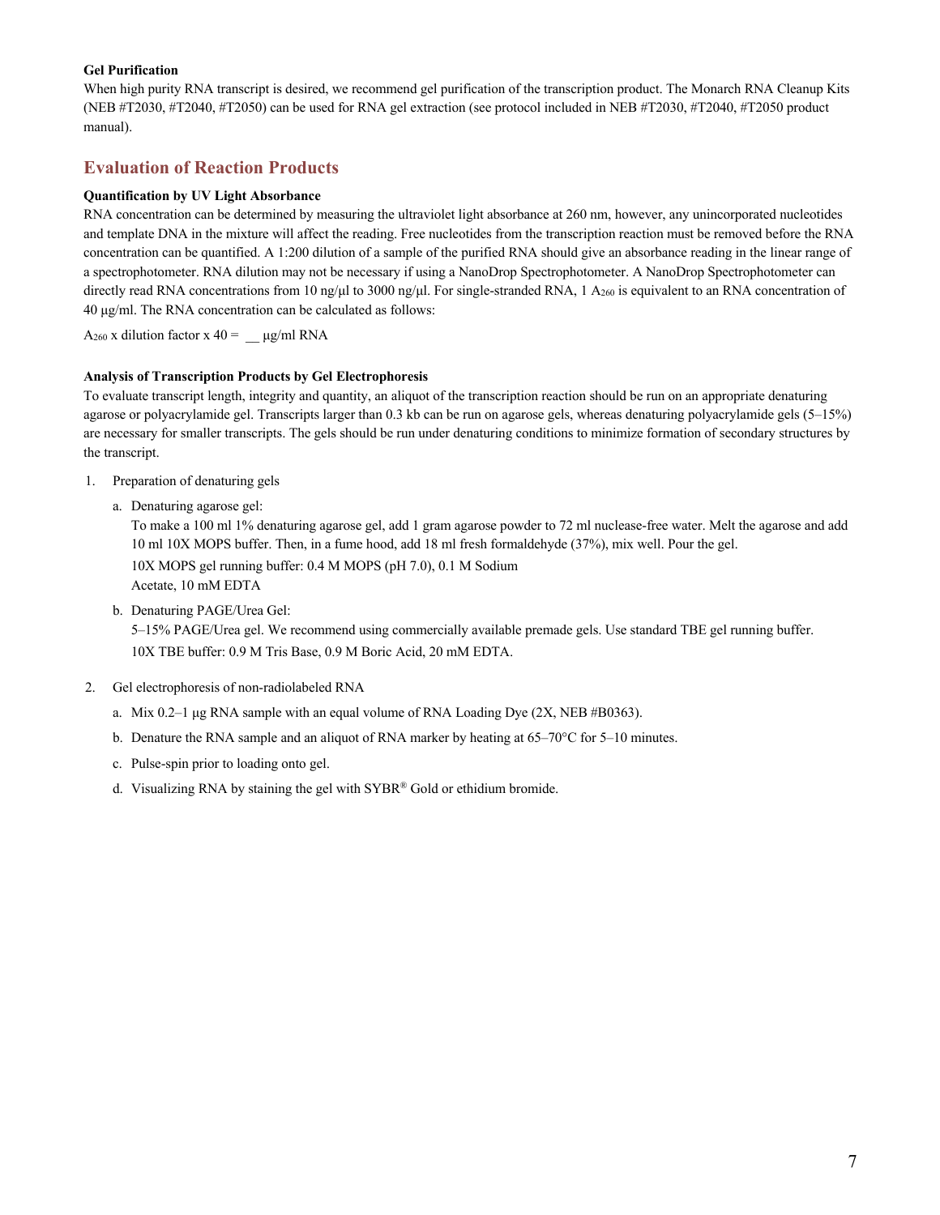**Gel Purification**

When high purity RNA transcript is desired, we recommend gel purification of the transcription product. The Monarch RNA Cleanup Kits (NEB #T2030, #T2040, #T2050) can be used for RNA gel extraction (see protocol included in NEB #T2030, #T2040, #T2050 product manual).

## Evaluation of Reaction Products

**Quantification by UV Light Absorbance**

RNA concentration can be determined by measuring the ultraviolet light absorbance at 260 nm, however, any unincorporated nucleotides and template DNA in the mixture will affect the reading. Free nucleotides from the transcription reaction must be removed before the RNA concentration can be quantified. A 1:200 dilution of a sample of the purified RNA should give an absorbance reading in the linear range of a spectrophotometer. RNA dilution may not be necessary if using a NanoDrop Spectrophotometer. A NanoDrop Spectrophotometer can directly read RNA concentrations from 10 ng/µl to 3000 ng/µl. For single-stranded RNA, 1 $A_{260}$ is equivalent to an RNA concentration of 40 µg/ml. The RNA concentration can be calculated as follows:

$A_{260}$ x dilution factor x 40 = __ µg/ml RNA

**Analysis of Transcription Products by Gel Electrophoresis**

To evaluate transcript length, integrity and quantity, an aliquot of the transcription reaction should be run on an appropriate denaturing agarose or polyacrylamide gel. Transcripts larger than 0.3 kb can be run on agarose gels, whereas denaturing polyacrylamide gels (5–15%) are necessary for smaller transcripts. The gels should be run under denaturing conditions to minimize formation of secondary structures by the transcript.

1. Preparation of denaturing gels
   a. Denaturing agarose gel:
      To make a 100 ml 1% denaturing agarose gel, add 1 gram agarose powder to 72 ml nuclease-free water. Melt the agarose and add 10 ml 10X MOPS buffer. Then, in a fume hood, add 18 ml fresh formaldehyde (37%), mix well. Pour the gel.
      10X MOPS gel running buffer: 0.4 M MOPS (pH 7.0), 0.1 M Sodium Acetate, 10 mM EDTA
   b. Denaturing PAGE/Urea Gel:
      5–15% PAGE/Urea gel. We recommend using commercially available premade gels. Use standard TBE gel running buffer.
      10X TBE buffer: 0.9 M Tris Base, 0.9 M Boric Acid, 20 mM EDTA.

2. Gel electrophoresis of non-radiolabeled RNA
   a. Mix 0.2–1 µg RNA sample with an equal volume of RNA Loading Dye (2X, NEB #B0363).
   b. Denature the RNA sample and an aliquot of RNA marker by heating at 65–70°C for 5–10 minutes.
   c. Pulse-spin prior to loading onto gel.
   d. Visualizing RNA by staining the gel with SYBR® Gold or ethidium bromide.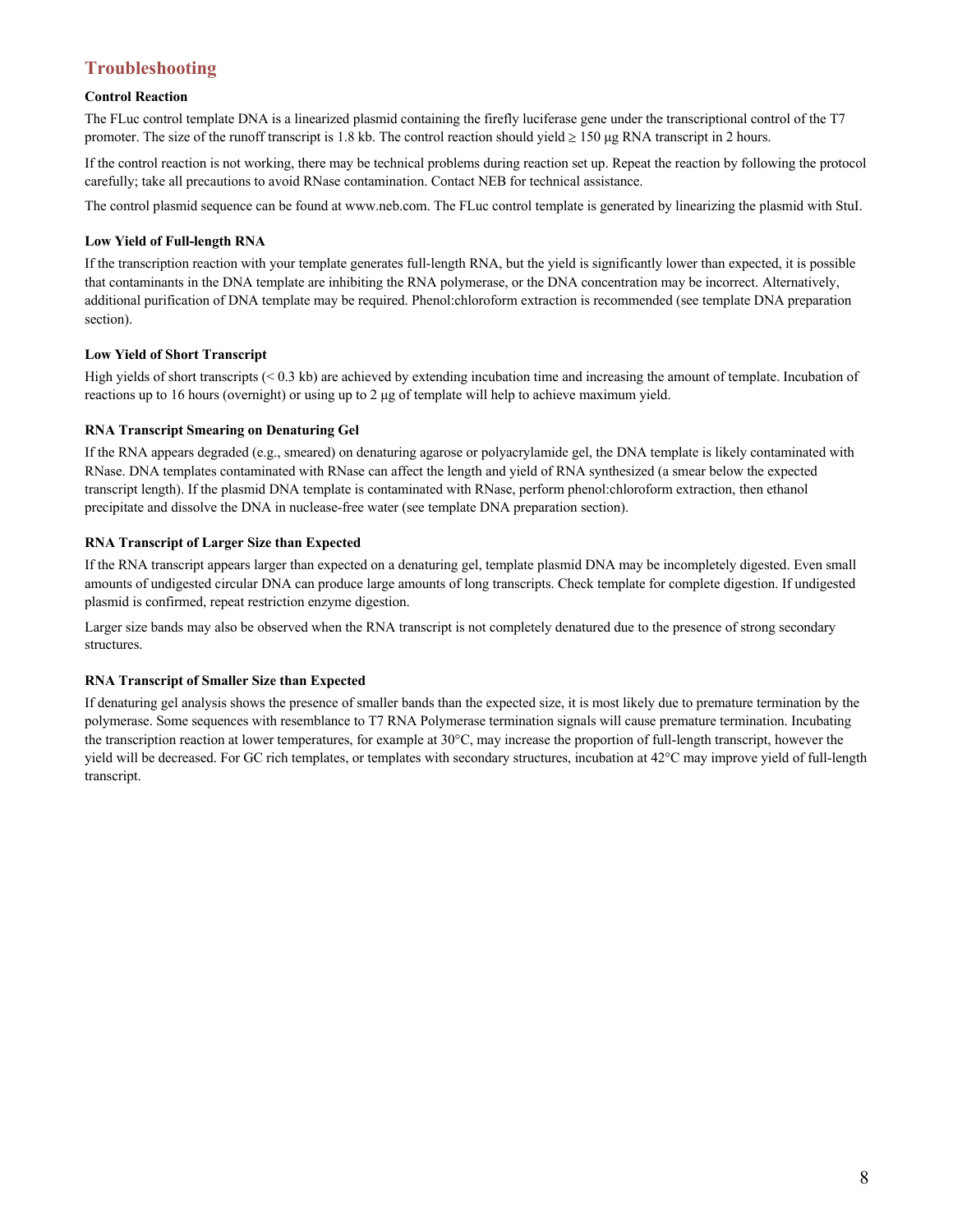## Troubleshooting

### Control Reaction

The FLuc control template DNA is a linearized plasmid containing the firefly luciferase gene under the transcriptional control of the T7 promoter. The size of the runoff transcript is 1.8 kb. The control reaction should yield ≥ 150 µg RNA transcript in 2 hours.

If the control reaction is not working, there may be technical problems during reaction set up. Repeat the reaction by following the protocol carefully; take all precautions to avoid RNase contamination. Contact NEB for technical assistance.

The control plasmid sequence can be found at www.neb.com. The FLuc control template is generated by linearizing the plasmid with StuI.

### Low Yield of Full-length RNA

If the transcription reaction with your template generates full-length RNA, but the yield is significantly lower than expected, it is possible that contaminants in the DNA template are inhibiting the RNA polymerase, or the DNA concentration may be incorrect. Alternatively, additional purification of DNA template may be required. Phenol:chloroform extraction is recommended (see template DNA preparation section).

### Low Yield of Short Transcript

High yields of short transcripts (< 0.3 kb) are achieved by extending incubation time and increasing the amount of template. Incubation of reactions up to 16 hours (overnight) or using up to 2 µg of template will help to achieve maximum yield.

### RNA Transcript Smearing on Denaturing Gel

If the RNA appears degraded (e.g., smeared) on denaturing agarose or polyacrylamide gel, the DNA template is likely contaminated with RNase. DNA templates contaminated with RNase can affect the length and yield of RNA synthesized (a smear below the expected transcript length). If the plasmid DNA template is contaminated with RNase, perform phenol:chloroform extraction, then ethanol precipitate and dissolve the DNA in nuclease-free water (see template DNA preparation section).

### RNA Transcript of Larger Size than Expected

If the RNA transcript appears larger than expected on a denaturing gel, template plasmid DNA may be incompletely digested. Even small amounts of undigested circular DNA can produce large amounts of long transcripts. Check template for complete digestion. If undigested plasmid is confirmed, repeat restriction enzyme digestion.

Larger size bands may also be observed when the RNA transcript is not completely denatured due to the presence of strong secondary structures.

### RNA Transcript of Smaller Size than Expected

If denaturing gel analysis shows the presence of smaller bands than the expected size, it is most likely due to premature termination by the polymerase. Some sequences with resemblance to T7 RNA Polymerase termination signals will cause premature termination. Incubating the transcription reaction at lower temperatures, for example at 30°C, may increase the proportion of full-length transcript, however the yield will be decreased. For GC rich templates, or templates with secondary structures, incubation at 42°C may improve yield of full-length transcript.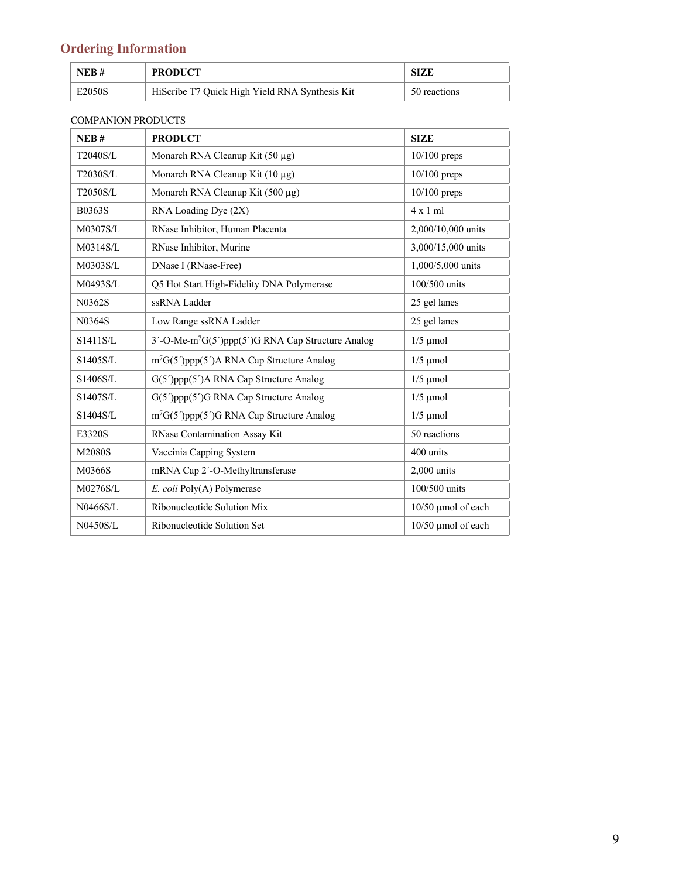## Ordering Information

| NEB # | PRODUCT | SIZE |
|---|---|---|
| E2050S | HiScribe T7 Quick High Yield RNA Synthesis Kit | 50 reactions |

COMPANION PRODUCTS

| NEB # | PRODUCT | SIZE |
|---|---|---|
| T2040S/L | Monarch RNA Cleanup Kit (50 µg) | 10/100 preps |
| T2030S/L | Monarch RNA Cleanup Kit (10 µg) | 10/100 preps |
| T2050S/L | Monarch RNA Cleanup Kit (500 µg) | 10/100 preps |
| B0363S | RNA Loading Dye (2X) | 4 x 1 ml |
| M0307S/L | RNase Inhibitor, Human Placenta | 2,000/10,000 units |
| M0314S/L | RNase Inhibitor, Murine | 3,000/15,000 units |
| M0303S/L | DNase I (RNase-Free) | 1,000/5,000 units |
| M0493S/L | Q5 Hot Start High-Fidelity DNA Polymerase | 100/500 units |
| N0362S | ssRNA Ladder | 25 gel lanes |
| N0364S | Low Range ssRNA Ladder | 25 gel lanes |
| S1411S/L | 3´-O-Me-$m^7$G(5´)ppp(5´)G RNA Cap Structure Analog | 1/5 µmol |
| S1405S/L | $m^7$G(5´)ppp(5´)A RNA Cap Structure Analog | 1/5 µmol |
| S1406S/L | G(5´)ppp(5´)A RNA Cap Structure Analog | 1/5 µmol |
| S1407S/L | G(5´)ppp(5´)G RNA Cap Structure Analog | 1/5 µmol |
| S1404S/L | $m^7$G(5´)ppp(5´)G RNA Cap Structure Analog | 1/5 µmol |
| E3320S | RNase Contamination Assay Kit | 50 reactions |
| M2080S | Vaccinia Capping System | 400 units |
| M0366S | mRNA Cap 2´-O-Methyltransferase | 2,000 units |
| M0276S/L | *E. coli* Poly(A) Polymerase | 100/500 units |
| N0466S/L | Ribonucleotide Solution Mix | 10/50 µmol of each |
| N0450S/L | Ribonucleotide Solution Set | 10/50 µmol of each |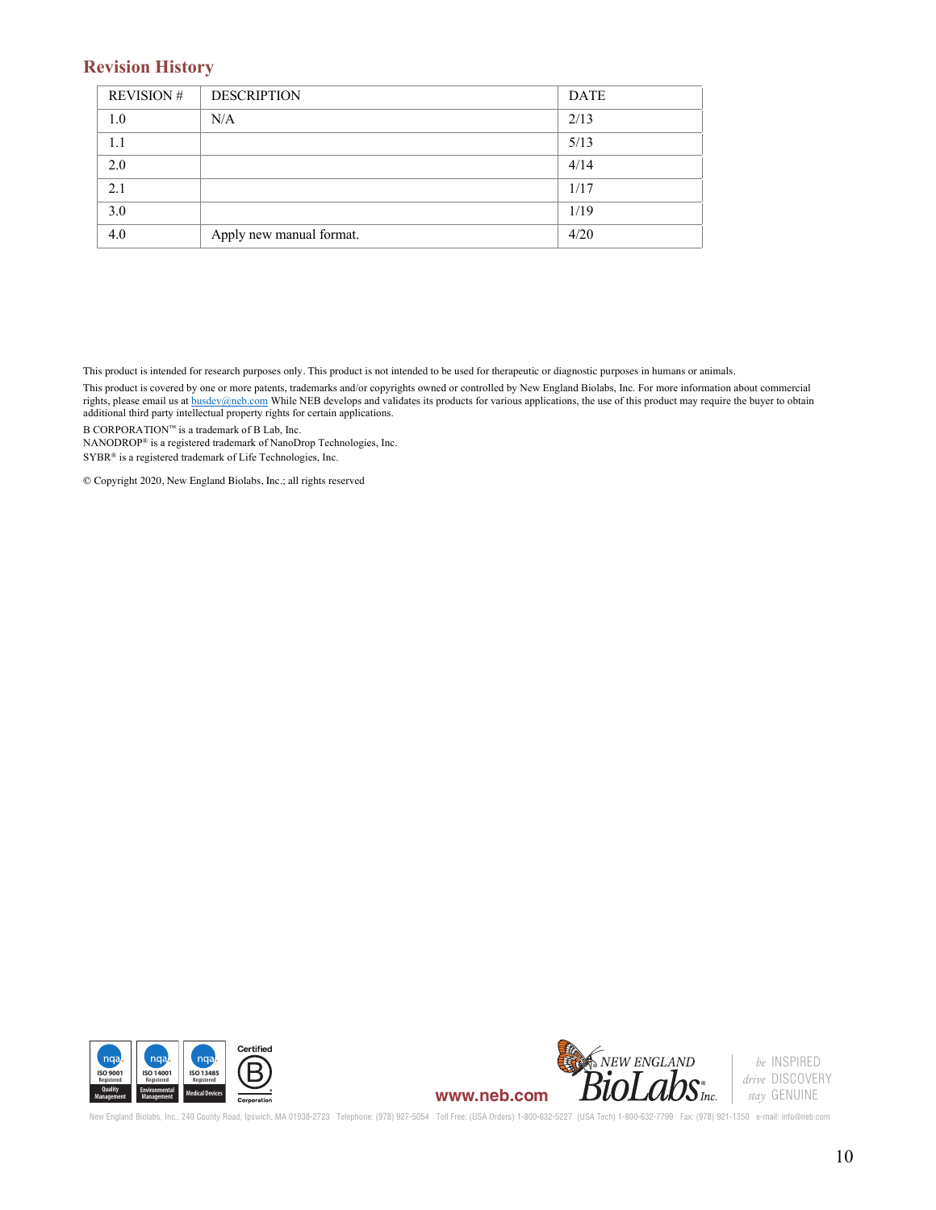## Revision History

| REVISION # | DESCRIPTION | DATE |
|---|---|---|
| 1.0 | N/A | 2/13 |
| 1.1 | | 5/13 |
| 2.0 | | 4/14 |
| 2.1 | | 1/17 |
| 3.0 | | 1/19 |
| 4.0 | Apply new manual format. | 4/20 |

This product is intended for research purposes only. This product is not intended to be used for therapeutic or diagnostic purposes in humans or animals.

This product is covered by one or more patents, trademarks and/or copyrights owned or controlled by New England Biolabs, Inc. For more information about commercial rights, please email us at busdev@neb.com While NEB develops and validates its products for various applications, the use of this product may require the buyer to obtain additional third party intellectual property rights for certain applications.

B CORPORATION™ is a trademark of B Lab, Inc.
NANODROP® is a registered trademark of NanoDrop Technologies, Inc.
SYBR® is a registered trademark of Life Technologies, Inc.

© Copyright 2020, New England Biolabs, Inc.; all rights reserved

ISO 9001 Registered Quality Management | ISO 14001 Registered Environmental Management | ISO 13485 Registered Medical Devices | Certified B Corporation

www.neb.com

NEW ENGLAND BioLabs® Inc.

*be* INSPIRED *drive* DISCOVERY *stay* GENUINE

New England Biolabs, Inc., 240 County Road, Ipswich, MA 01938-2723 Telephone: (978) 927-5054 Toll Free: (USA Orders) 1-800-632-5227 (USA Tech) 1-800-632-7799 Fax: (978) 921-1350 e-mail: info@neb.com